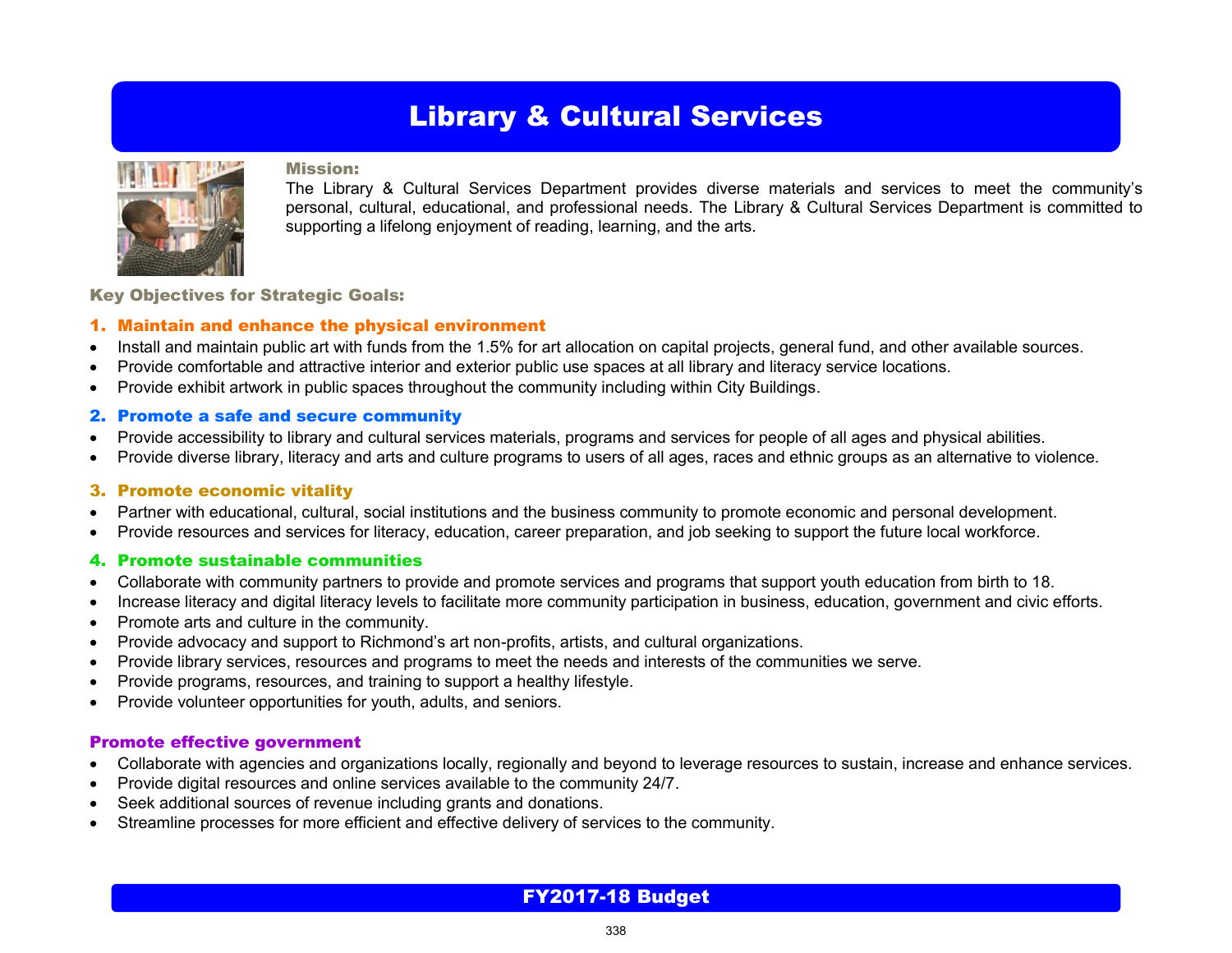# Library & Cultural Services

**Mission:**

The Library & Cultural Services Department provides diverse materials and services to meet the community's personal, cultural, educational, and professional needs. The Library & Cultural Services Department is committed to supporting a lifelong enjoyment of reading, learning, and the arts.

## Key Objectives for Strategic Goals:

### 1. Maintain and enhance the physical environment

- Install and maintain public art with funds from the 1.5% for art allocation on capital projects, general fund, and other available sources.
- Provide comfortable and attractive interior and exterior public use spaces at all library and literacy service locations.
- Provide exhibit artwork in public spaces throughout the community including within City Buildings.

### 2. Promote a safe and secure community

- Provide accessibility to library and cultural services materials, programs and services for people of all ages and physical abilities.
- Provide diverse library, literacy and arts and culture programs to users of all ages, races and ethnic groups as an alternative to violence.

### 3. Promote economic vitality

- Partner with educational, cultural, social institutions and the business community to promote economic and personal development.
- Provide resources and services for literacy, education, career preparation, and job seeking to support the future local workforce.

### 4. Promote sustainable communities

- Collaborate with community partners to provide and promote services and programs that support youth education from birth to 18.
- Increase literacy and digital literacy levels to facilitate more community participation in business, education, government and civic efforts.
- Promote arts and culture in the community.
- Provide advocacy and support to Richmond's art non-profits, artists, and cultural organizations.
- Provide library services, resources and programs to meet the needs and interests of the communities we serve.
- Provide programs, resources, and training to support a healthy lifestyle.
- Provide volunteer opportunities for youth, adults, and seniors.

### Promote effective government

- Collaborate with agencies and organizations locally, regionally and beyond to leverage resources to sustain, increase and enhance services.
- Provide digital resources and online services available to the community 24/7.
- Seek additional sources of revenue including grants and donations.
- Streamline processes for more efficient and effective delivery of services to the community.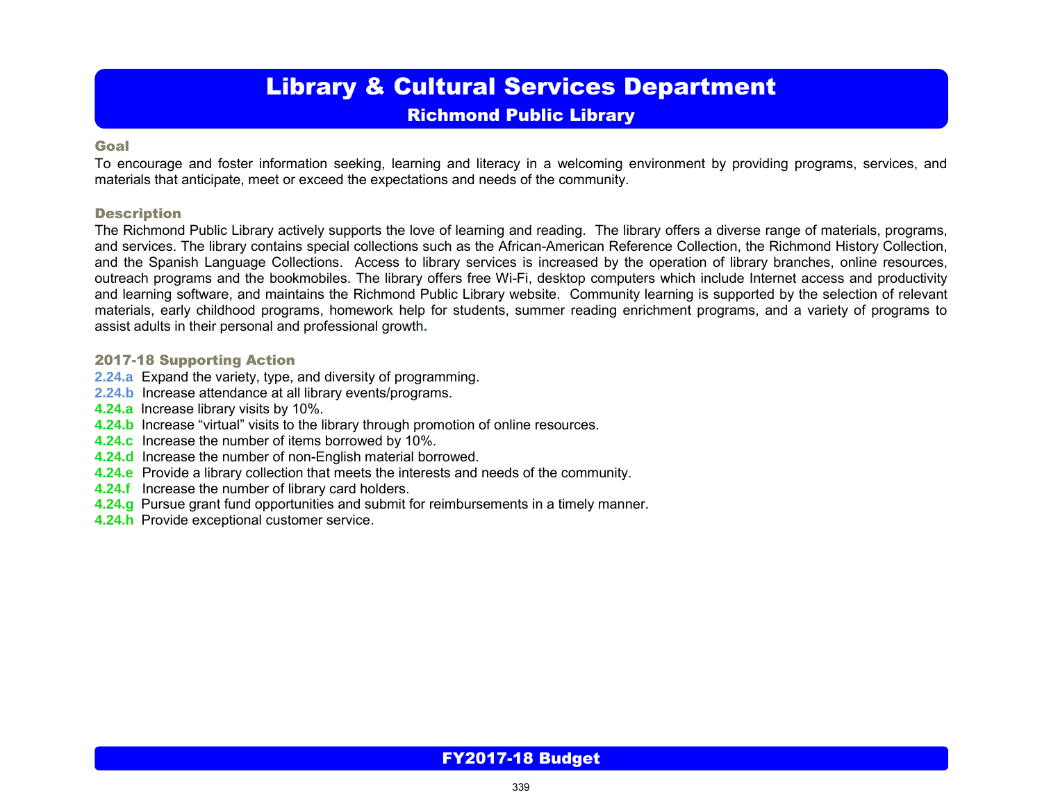# Library & Cultural Services Department

## Richmond Public Library

### Goal

To encourage and foster information seeking, learning and literacy in a welcoming environment by providing programs, services, and materials that anticipate, meet or exceed the expectations and needs of the community.

### Description

The Richmond Public Library actively supports the love of learning and reading. The library offers a diverse range of materials, programs, and services. The library contains special collections such as the African-American Reference Collection, the Richmond History Collection, and the Spanish Language Collections. Access to library services is increased by the operation of library branches, online resources, outreach programs and the bookmobiles. The library offers free Wi-Fi, desktop computers which include Internet access and productivity and learning software, and maintains the Richmond Public Library website. Community learning is supported by the selection of relevant materials, early childhood programs, homework help for students, summer reading enrichment programs, and a variety of programs to assist adults in their personal and professional growth.

### 2017-18 Supporting Action

**2.24.a** Expand the variety, type, and diversity of programming.
**2.24.b** Increase attendance at all library events/programs.
**4.24.a** Increase library visits by 10%.
**4.24.b** Increase “virtual” visits to the library through promotion of online resources.
**4.24.c** Increase the number of items borrowed by 10%.
**4.24.d** Increase the number of non-English material borrowed.
**4.24.e** Provide a library collection that meets the interests and needs of the community.
**4.24.f** Increase the number of library card holders.
**4.24.g** Pursue grant fund opportunities and submit for reimbursements in a timely manner.
**4.24.h** Provide exceptional customer service.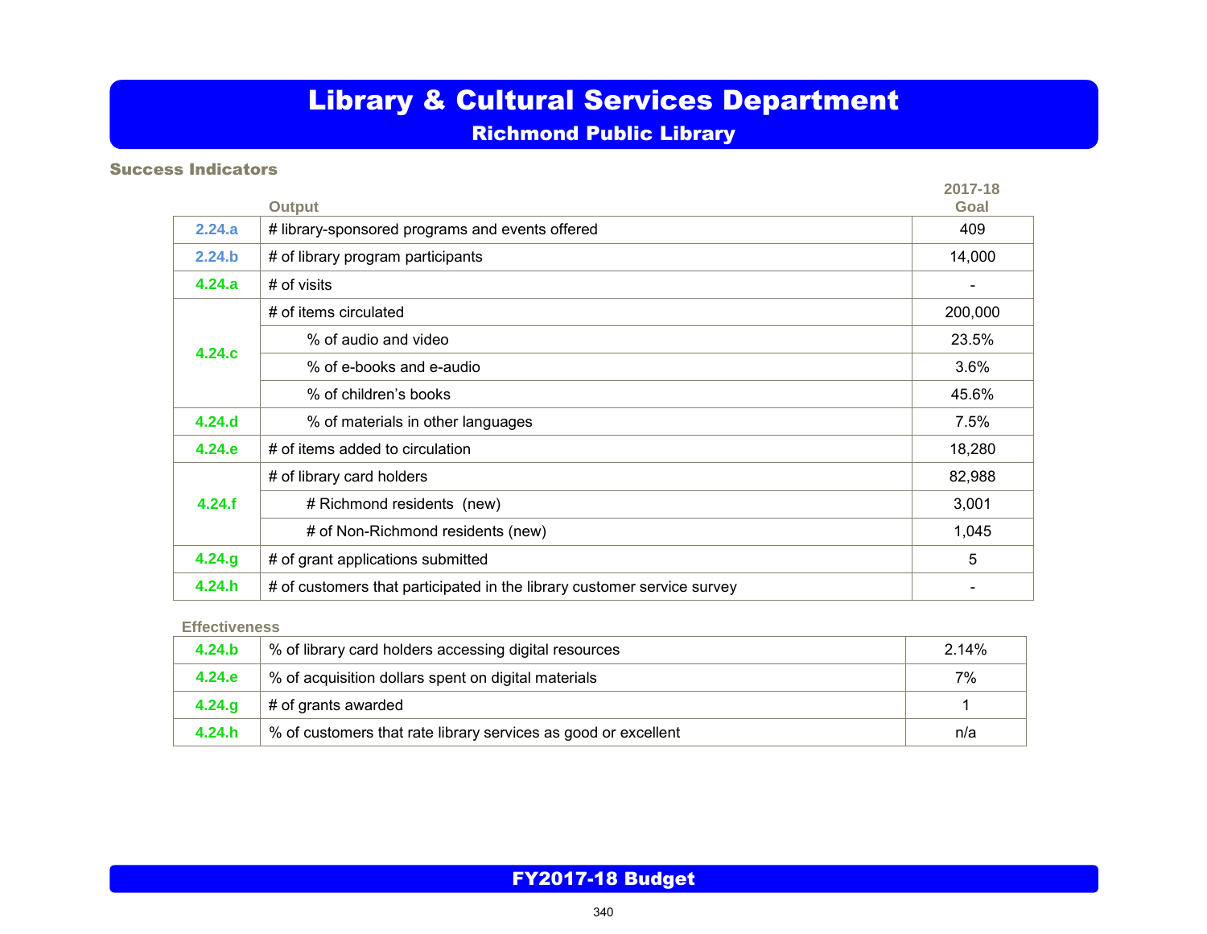# Library & Cultural Services Department

## Richmond Public Library

### Success Indicators

| | Output | 2017-18 Goal |
|---|---|---|
| 2.24.a | # library-sponsored programs and events offered | 409 |
| 2.24.b | # of library program participants | 14,000 |
| 4.24.a | # of visits | - |
| 4.24.c | # of items circulated | 200,000 |
| | % of audio and video | 23.5% |
| | % of e-books and e-audio | 3.6% |
| | % of children's books | 45.6% |
| 4.24.d | % of materials in other languages | 7.5% |
| 4.24.e | # of items added to circulation | 18,280 |
| 4.24.f | # of library card holders | 82,988 |
| | # Richmond residents (new) | 3,001 |
| | # of Non-Richmond residents (new) | 1,045 |
| 4.24.g | # of grant applications submitted | 5 |
| 4.24.h | # of customers that participated in the library customer service survey | - |

**Effectiveness**

| | Effectiveness | 2017-18 Goal |
|---|---|---|
| 4.24.b | % of library card holders accessing digital resources | 2.14% |
| 4.24.e | % of acquisition dollars spent on digital materials | 7% |
| 4.24.g | # of grants awarded | 1 |
| 4.24.h | % of customers that rate library services as good or excellent | n/a |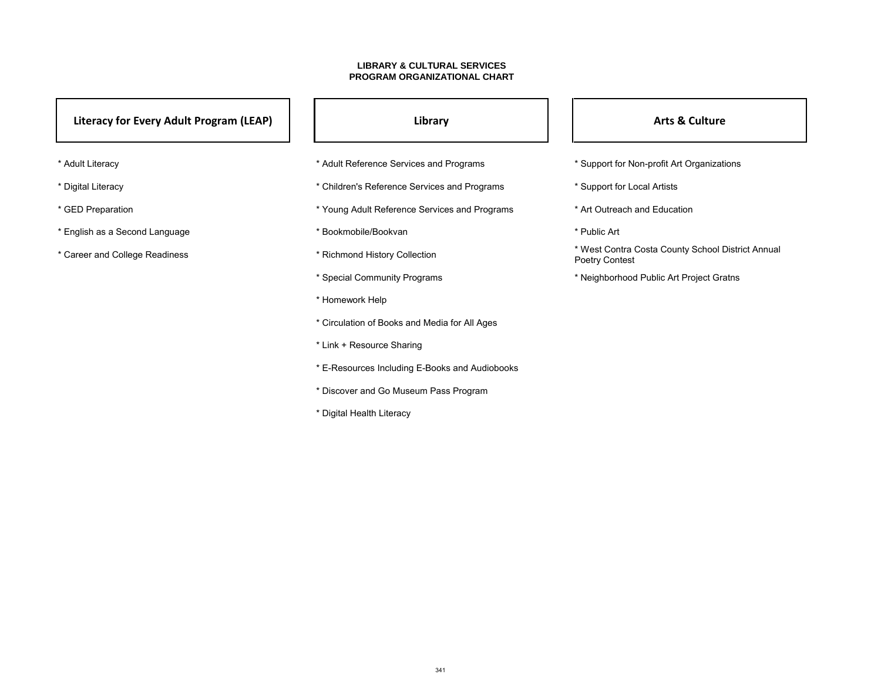# LIBRARY & CULTURAL SERVICES
## PROGRAM ORGANIZATIONAL CHART

### Literacy for Every Adult Program (LEAP)

* Adult Literacy
* Digital Literacy
* GED Preparation
* English as a Second Language
* Career and College Readiness

### Library

* Adult Reference Services and Programs
* Children's Reference Services and Programs
* Young Adult Reference Services and Programs
* Bookmobile/Bookvan
* Richmond History Collection
* Special Community Programs
* Homework Help
* Circulation of Books and Media for All Ages
* Link + Resource Sharing
* E-Resources Including E-Books and Audiobooks
* Discover and Go Museum Pass Program
* Digital Health Literacy

### Arts & Culture

* Support for Non-profit Art Organizations
* Support for Local Artists
* Art Outreach and Education
* Public Art
* West Contra Costa County School District Annual Poetry Contest
* Neighborhood Public Art Project Gratns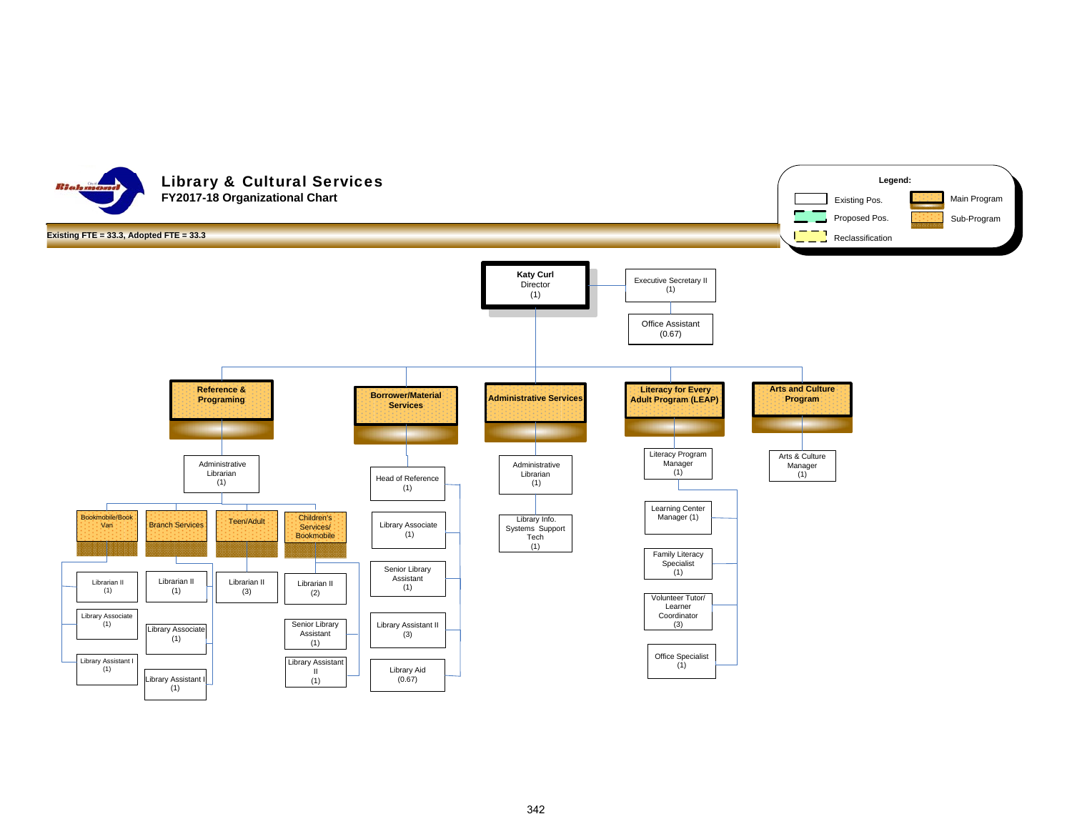# Library & Cultural Services

## FY2017-18 Organizational Chart

**Existing FTE = 33.3, Adopted FTE = 33.3**

**Legend:**
- Existing Pos.
- Proposed Pos.
- Reclassification
- Main Program
- Sub-Program

**Katy Curl**
Director
(1)

- Executive Secretary II (1)
  - Office Assistant (0.67)

### Reference & Programing
- Administrative Librarian (1)
  - Bookmobile/Book Van
    - Librarian II (1)
    - Library Associate (1)
    - Library Assistant I (1)
  - Branch Services
    - Librarian II (1)
    - Library Associate (1)
    - Library Assistant I (1)
  - Teen/Adult
    - Librarian II (3)
  - Children's Services/ Bookmobile
    - Librarian II (2)
    - Senior Library Assistant (1)
    - Library Assistant II (1)

### Borrower/Material Services
- Head of Reference (1)
- Library Associate (1)
- Senior Library Assistant (1)
- Library Assistant II (3)
- Library Aid (0.67)

### Administrative Services
- Administrative Librarian (1)
- Library Info. Systems Support Tech (1)

### Literacy for Every Adult Program (LEAP)
- Literacy Program Manager (1)
  - Learning Center Manager (1)
  - Family Literacy Specialist (1)
  - Volunteer Tutor/ Learner Coordinator (3)
  - Office Specialist (1)

### Arts and Culture Program
- Arts & Culture Manager (1)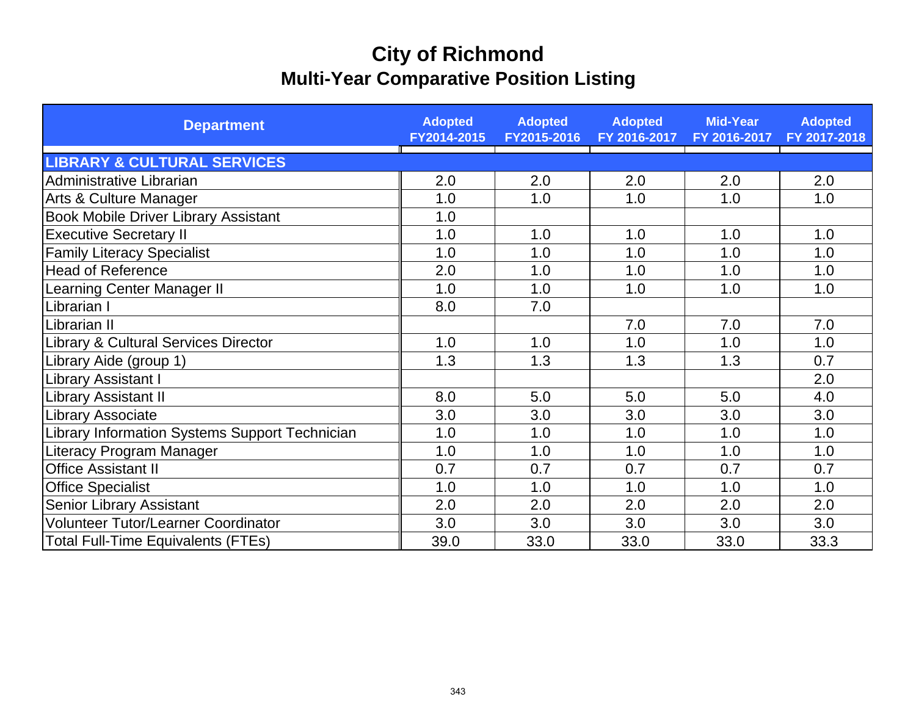# City of Richmond
## Multi-Year Comparative Position Listing

| Department | Adopted FY2014-2015 | Adopted FY2015-2016 | Adopted FY 2016-2017 | Mid-Year FY 2016-2017 | Adopted FY 2017-2018 |
|---|---|---|---|---|---|
| **LIBRARY & CULTURAL SERVICES** | | | | | |
| Administrative Librarian | 2.0 | 2.0 | 2.0 | 2.0 | 2.0 |
| Arts & Culture Manager | 1.0 | 1.0 | 1.0 | 1.0 | 1.0 |
| Book Mobile Driver Library Assistant | 1.0 | | | | |
| Executive Secretary II | 1.0 | 1.0 | 1.0 | 1.0 | 1.0 |
| Family Literacy Specialist | 1.0 | 1.0 | 1.0 | 1.0 | 1.0 |
| Head of Reference | 2.0 | 1.0 | 1.0 | 1.0 | 1.0 |
| Learning Center Manager II | 1.0 | 1.0 | 1.0 | 1.0 | 1.0 |
| Librarian I | 8.0 | 7.0 | | | |
| Librarian II | | | 7.0 | 7.0 | 7.0 |
| Library & Cultural Services Director | 1.0 | 1.0 | 1.0 | 1.0 | 1.0 |
| Library Aide (group 1) | 1.3 | 1.3 | 1.3 | 1.3 | 0.7 |
| Library Assistant I | | | | | 2.0 |
| Library Assistant II | 8.0 | 5.0 | 5.0 | 5.0 | 4.0 |
| Library Associate | 3.0 | 3.0 | 3.0 | 3.0 | 3.0 |
| Library Information Systems Support Technician | 1.0 | 1.0 | 1.0 | 1.0 | 1.0 |
| Literacy Program Manager | 1.0 | 1.0 | 1.0 | 1.0 | 1.0 |
| Office Assistant II | 0.7 | 0.7 | 0.7 | 0.7 | 0.7 |
| Office Specialist | 1.0 | 1.0 | 1.0 | 1.0 | 1.0 |
| Senior Library Assistant | 2.0 | 2.0 | 2.0 | 2.0 | 2.0 |
| Volunteer Tutor/Learner Coordinator | 3.0 | 3.0 | 3.0 | 3.0 | 3.0 |
| Total Full-Time Equivalents (FTEs) | 39.0 | 33.0 | 33.0 | 33.0 | 33.3 |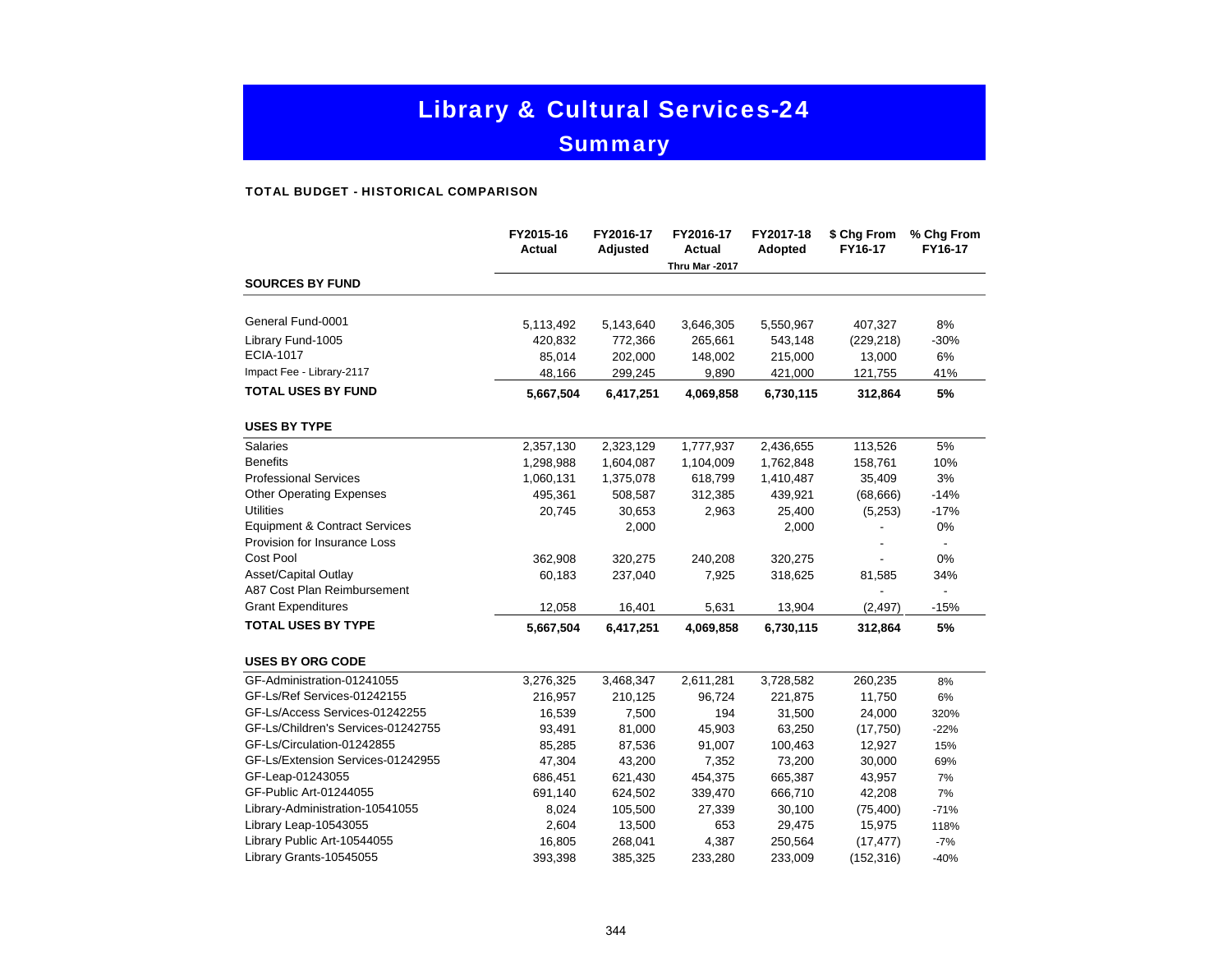# Library & Cultural Services-24

## Summary

**TOTAL BUDGET - HISTORICAL COMPARISON**

| | FY2015-16 Actual | FY2016-17 Adjusted | FY2016-17 Actual Thru Mar -2017 | FY2017-18 Adopted | $ Chg From FY16-17 | % Chg From FY16-17 |
|---|---|---|---|---|---|---|
| **SOURCES BY FUND** | | | | | | |
| General Fund-0001 | 5,113,492 | 5,143,640 | 3,646,305 | 5,550,967 | 407,327 | 8% |
| Library Fund-1005 | 420,832 | 772,366 | 265,661 | 543,148 | (229,218) | -30% |
| ECIA-1017 | 85,014 | 202,000 | 148,002 | 215,000 | 13,000 | 6% |
| Impact Fee - Library-2117 | 48,166 | 299,245 | 9,890 | 421,000 | 121,755 | 41% |
| **TOTAL USES BY FUND** | **5,667,504** | **6,417,251** | **4,069,858** | **6,730,115** | **312,864** | **5%** |
| **USES BY TYPE** | | | | | | |
| Salaries | 2,357,130 | 2,323,129 | 1,777,937 | 2,436,655 | 113,526 | 5% |
| Benefits | 1,298,988 | 1,604,087 | 1,104,009 | 1,762,848 | 158,761 | 10% |
| Professional Services | 1,060,131 | 1,375,078 | 618,799 | 1,410,487 | 35,409 | 3% |
| Other Operating Expenses | 495,361 | 508,587 | 312,385 | 439,921 | (68,666) | -14% |
| Utilities | 20,745 | 30,653 | 2,963 | 25,400 | (5,253) | -17% |
| Equipment & Contract Services | | 2,000 | | 2,000 | - | 0% |
| Provision for Insurance Loss | | | | | - | - |
| Cost Pool | 362,908 | 320,275 | 240,208 | 320,275 | - | 0% |
| Asset/Capital Outlay | 60,183 | 237,040 | 7,925 | 318,625 | 81,585 | 34% |
| A87 Cost Plan Reimbursement | | | | | - | - |
| Grant Expenditures | 12,058 | 16,401 | 5,631 | 13,904 | (2,497) | -15% |
| **TOTAL USES BY TYPE** | **5,667,504** | **6,417,251** | **4,069,858** | **6,730,115** | **312,864** | **5%** |
| **USES BY ORG CODE** | | | | | | |
| GF-Administration-01241055 | 3,276,325 | 3,468,347 | 2,611,281 | 3,728,582 | 260,235 | 8% |
| GF-Ls/Ref Services-01242155 | 216,957 | 210,125 | 96,724 | 221,875 | 11,750 | 6% |
| GF-Ls/Access Services-01242255 | 16,539 | 7,500 | 194 | 31,500 | 24,000 | 320% |
| GF-Ls/Children's Services-01242755 | 93,491 | 81,000 | 45,903 | 63,250 | (17,750) | -22% |
| GF-Ls/Circulation-01242855 | 85,285 | 87,536 | 91,007 | 100,463 | 12,927 | 15% |
| GF-Ls/Extension Services-01242955 | 47,304 | 43,200 | 7,352 | 73,200 | 30,000 | 69% |
| GF-Leap-01243055 | 686,451 | 621,430 | 454,375 | 665,387 | 43,957 | 7% |
| GF-Public Art-01244055 | 691,140 | 624,502 | 339,470 | 666,710 | 42,208 | 7% |
| Library-Administration-10541055 | 8,024 | 105,500 | 27,339 | 30,100 | (75,400) | -71% |
| Library Leap-10543055 | 2,604 | 13,500 | 653 | 29,475 | 15,975 | 118% |
| Library Public Art-10544055 | 16,805 | 268,041 | 4,387 | 250,564 | (17,477) | -7% |
| Library Grants-10545055 | 393,398 | 385,325 | 233,280 | 233,009 | (152,316) | -40% |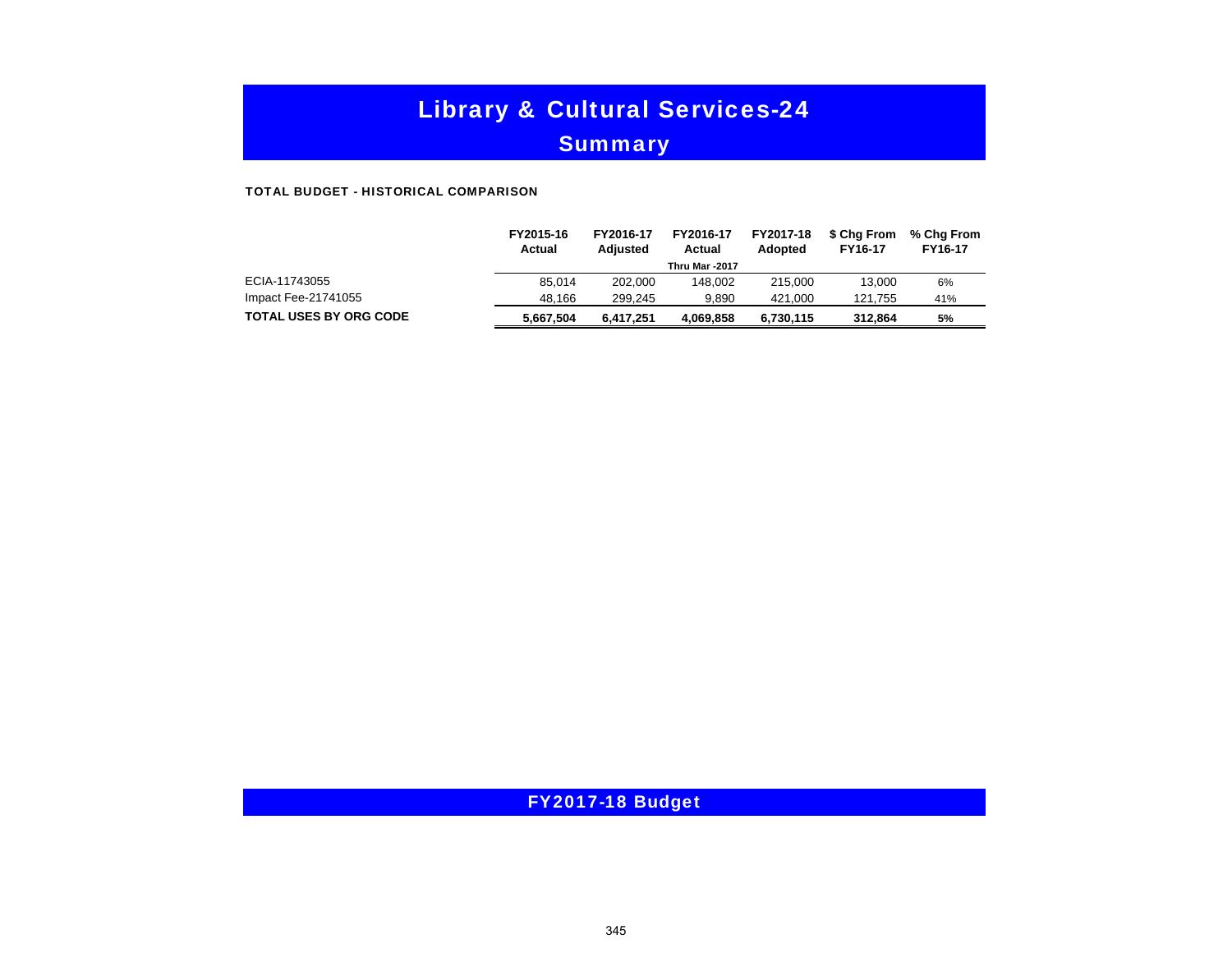# Library & Cultural Services-24

## Summary

**TOTAL BUDGET - HISTORICAL COMPARISON**

| | FY2015-16 Actual | FY2016-17 Adjusted | FY2016-17 Actual Thru Mar -2017 | FY2017-18 Adopted | $ Chg From FY16-17 | % Chg From FY16-17 |
|---|---|---|---|---|---|---|
| ECIA-11743055 | 85,014 | 202,000 | 148,002 | 215,000 | 13,000 | 6% |
| Impact Fee-21741055 | 48,166 | 299,245 | 9,890 | 421,000 | 121,755 | 41% |
| **TOTAL USES BY ORG CODE** | **5,667,504** | **6,417,251** | **4,069,858** | **6,730,115** | **312,864** | **5%** |

**FY2017-18 Budget**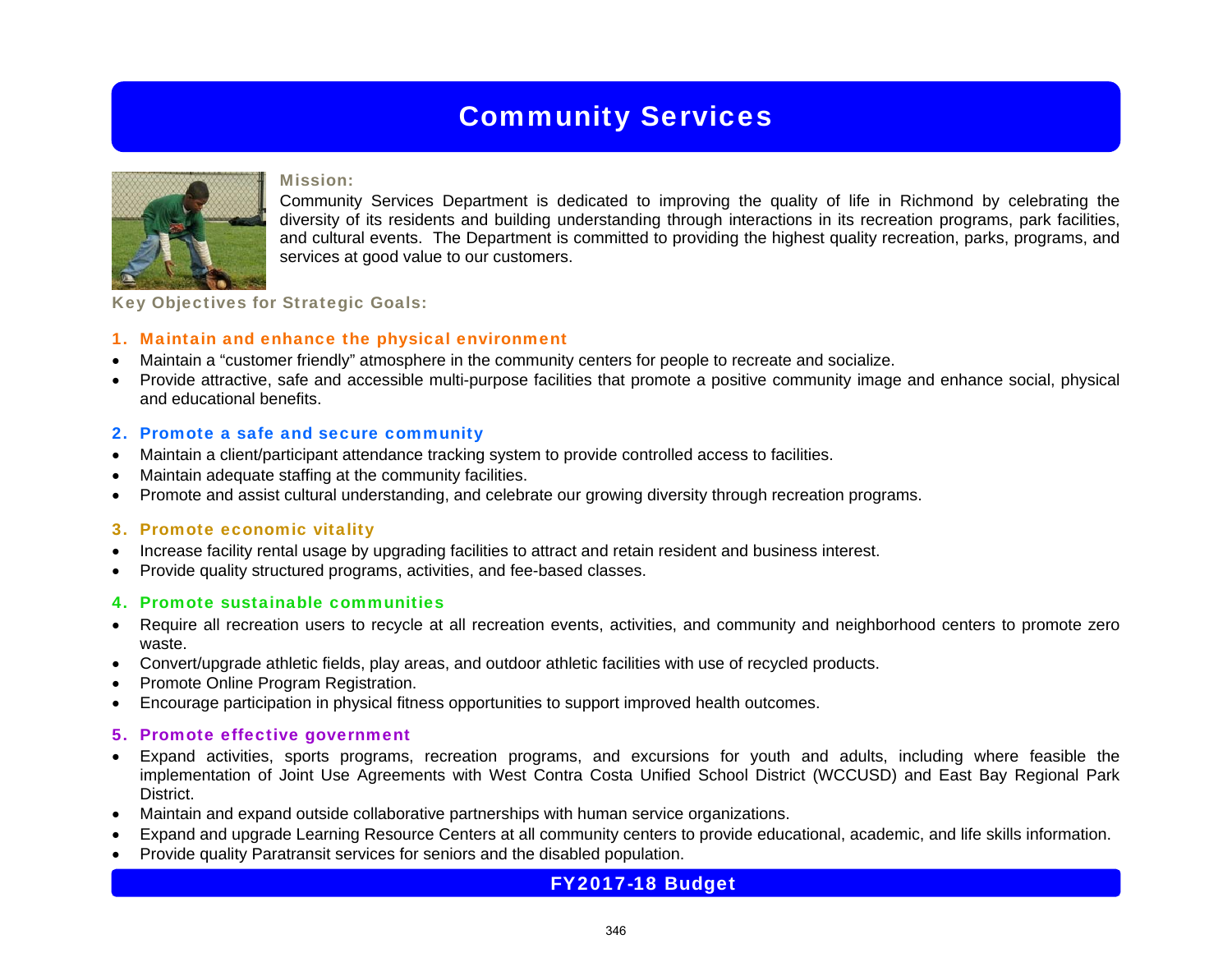# Community Services

**Mission:**

Community Services Department is dedicated to improving the quality of life in Richmond by celebrating the diversity of its residents and building understanding through interactions in its recreation programs, park facilities, and cultural events. The Department is committed to providing the highest quality recreation, parks, programs, and services at good value to our customers.

**Key Objectives for Strategic Goals:**

### 1. Maintain and enhance the physical environment

- Maintain a "customer friendly" atmosphere in the community centers for people to recreate and socialize.
- Provide attractive, safe and accessible multi-purpose facilities that promote a positive community image and enhance social, physical and educational benefits.

### 2. Promote a safe and secure community

- Maintain a client/participant attendance tracking system to provide controlled access to facilities.
- Maintain adequate staffing at the community facilities.
- Promote and assist cultural understanding, and celebrate our growing diversity through recreation programs.

### 3. Promote economic vitality

- Increase facility rental usage by upgrading facilities to attract and retain resident and business interest.
- Provide quality structured programs, activities, and fee-based classes.

### 4. Promote sustainable communities

- Require all recreation users to recycle at all recreation events, activities, and community and neighborhood centers to promote zero waste.
- Convert/upgrade athletic fields, play areas, and outdoor athletic facilities with use of recycled products.
- Promote Online Program Registration.
- Encourage participation in physical fitness opportunities to support improved health outcomes.

### 5. Promote effective government

- Expand activities, sports programs, recreation programs, and excursions for youth and adults, including where feasible the implementation of Joint Use Agreements with West Contra Costa Unified School District (WCCUSD) and East Bay Regional Park District.
- Maintain and expand outside collaborative partnerships with human service organizations.
- Expand and upgrade Learning Resource Centers at all community centers to provide educational, academic, and life skills information.
- Provide quality Paratransit services for seniors and the disabled population.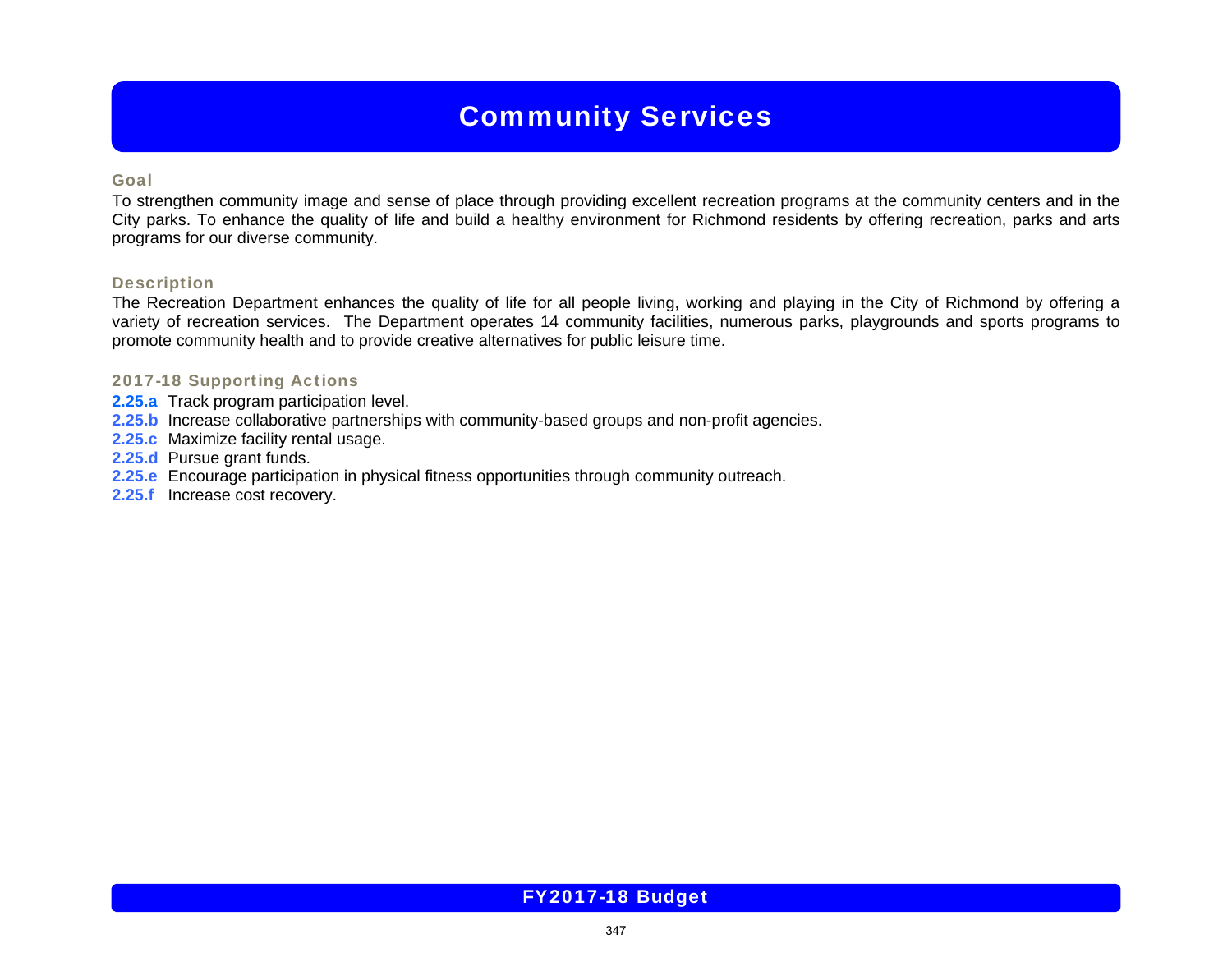# Community Services

## Goal

To strengthen community image and sense of place through providing excellent recreation programs at the community centers and in the City parks. To enhance the quality of life and build a healthy environment for Richmond residents by offering recreation, parks and arts programs for our diverse community.

## Description

The Recreation Department enhances the quality of life for all people living, working and playing in the City of Richmond by offering a variety of recreation services. The Department operates 14 community facilities, numerous parks, playgrounds and sports programs to promote community health and to provide creative alternatives for public leisure time.

## 2017-18 Supporting Actions

**2.25.a** Track program participation level.
**2.25.b** Increase collaborative partnerships with community-based groups and non-profit agencies.
**2.25.c** Maximize facility rental usage.
**2.25.d** Pursue grant funds.
**2.25.e** Encourage participation in physical fitness opportunities through community outreach.
**2.25.f** Increase cost recovery.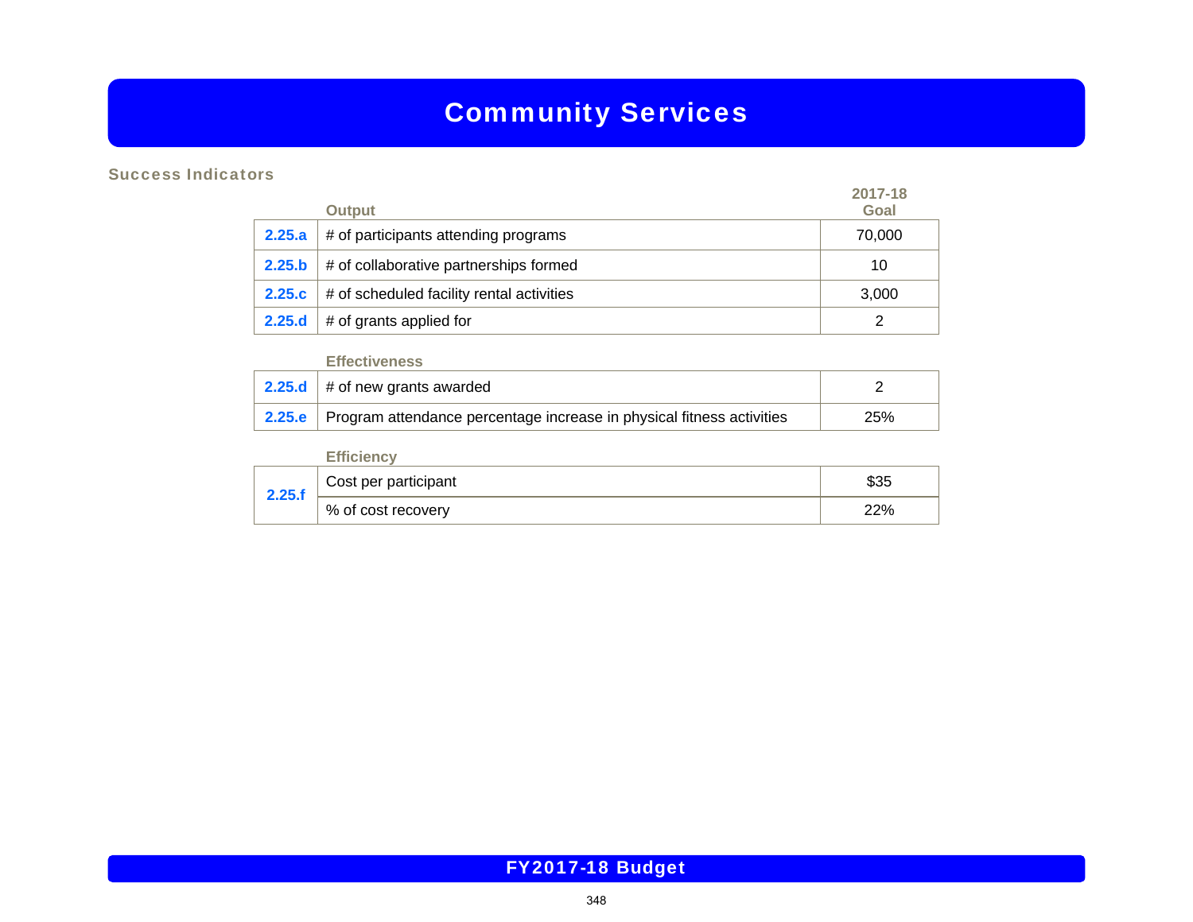# Community Services

## Success Indicators

| | Output | 2017-18 Goal |
|---|---|---|
| 2.25.a | # of participants attending programs | 70,000 |
| 2.25.b | # of collaborative partnerships formed | 10 |
| 2.25.c | # of scheduled facility rental activities | 3,000 |
| 2.25.d | # of grants applied for | 2 |

| | Effectiveness | |
|---|---|---|
| 2.25.d | # of new grants awarded | 2 |
| 2.25.e | Program attendance percentage increase in physical fitness activities | 25% |

| | Efficiency | |
|---|---|---|
| 2.25.f | Cost per participant | $35 |
| | % of cost recovery | 22% |

FY2017-18 Budget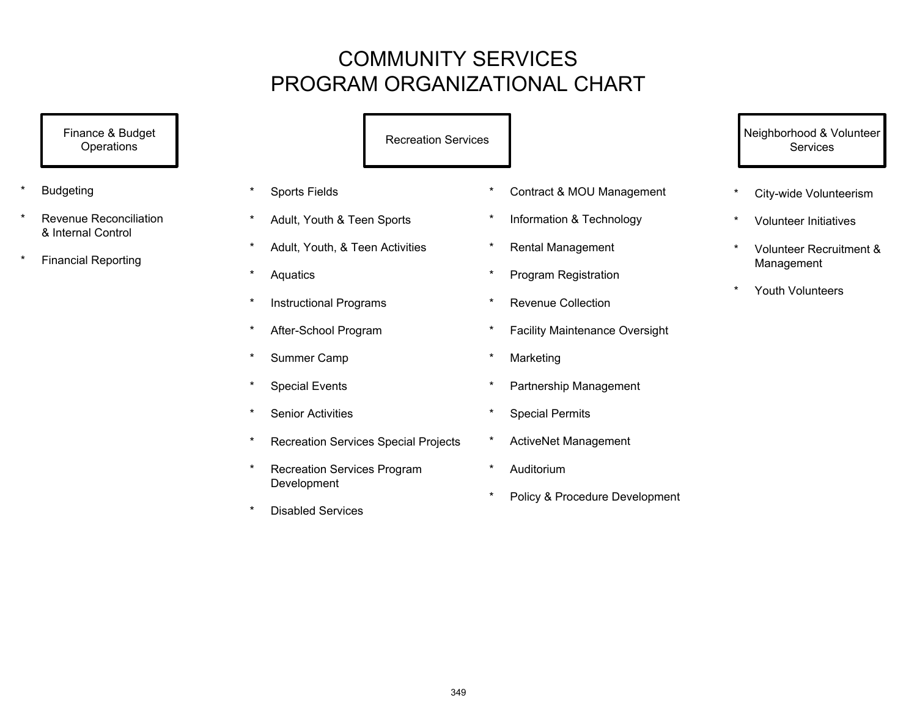# COMMUNITY SERVICES
# PROGRAM ORGANIZATIONAL CHART

## Finance & Budget Operations

* Budgeting
* Revenue Reconciliation & Internal Control
* Financial Reporting

## Recreation Services

* Sports Fields
* Adult, Youth & Teen Sports
* Adult, Youth, & Teen Activities
* Aquatics
* Instructional Programs
* After-School Program
* Summer Camp
* Special Events
* Senior Activities
* Recreation Services Special Projects
* Recreation Services Program Development
* Disabled Services
* Contract & MOU Management
* Information & Technology
* Rental Management
* Program Registration
* Revenue Collection
* Facility Maintenance Oversight
* Marketing
* Partnership Management
* Special Permits
* ActiveNet Management
* Auditorium
* Policy & Procedure Development

## Neighborhood & Volunteer Services

* City-wide Volunteerism
* Volunteer Initiatives
* Volunteer Recruitment & Management
* Youth Volunteers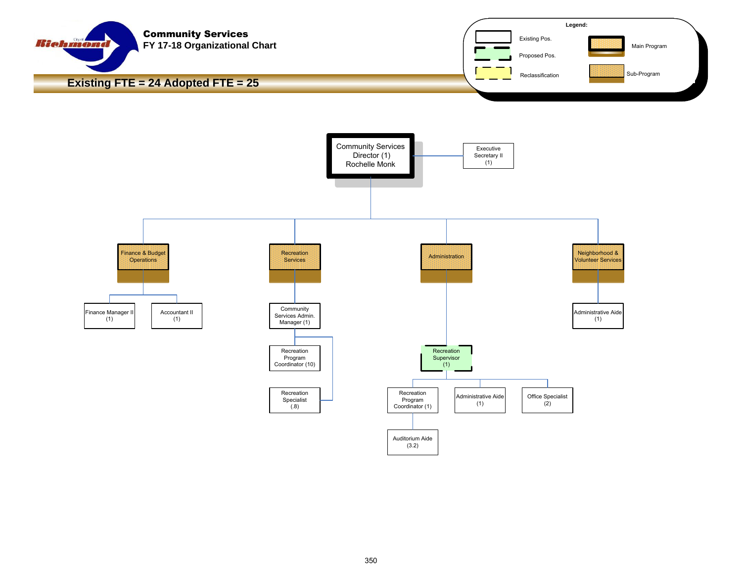# Community Services

## FY 17-18 Organizational Chart

**Existing FTE = 24 Adopted FTE = 25**

**Legend:**

- Existing Pos.
- Proposed Pos.
- Reclassification
- Main Program
- Sub-Program

---

- **Community Services Director (1)** — Rochelle Monk
  - Executive Secretary II (1)
  - **Finance & Budget Operations**
    - Finance Manager II (1)
    - Accountant II (1)
  - **Recreation Services**
    - Community Services Admin. Manager (1)
      - Recreation Program Coordinator (10)
      - Recreation Specialist (.8)
  - **Administration**
    - Recreation Supervisor (1) *(Proposed Pos.)*
      - Recreation Program Coordinator (1)
        - Auditorium Aide (3.2)
      - Administrative Aide (1)
      - Office Specialist (2)
  - **Neighborhood & Volunteer Services**
    - Administrative Aide (1)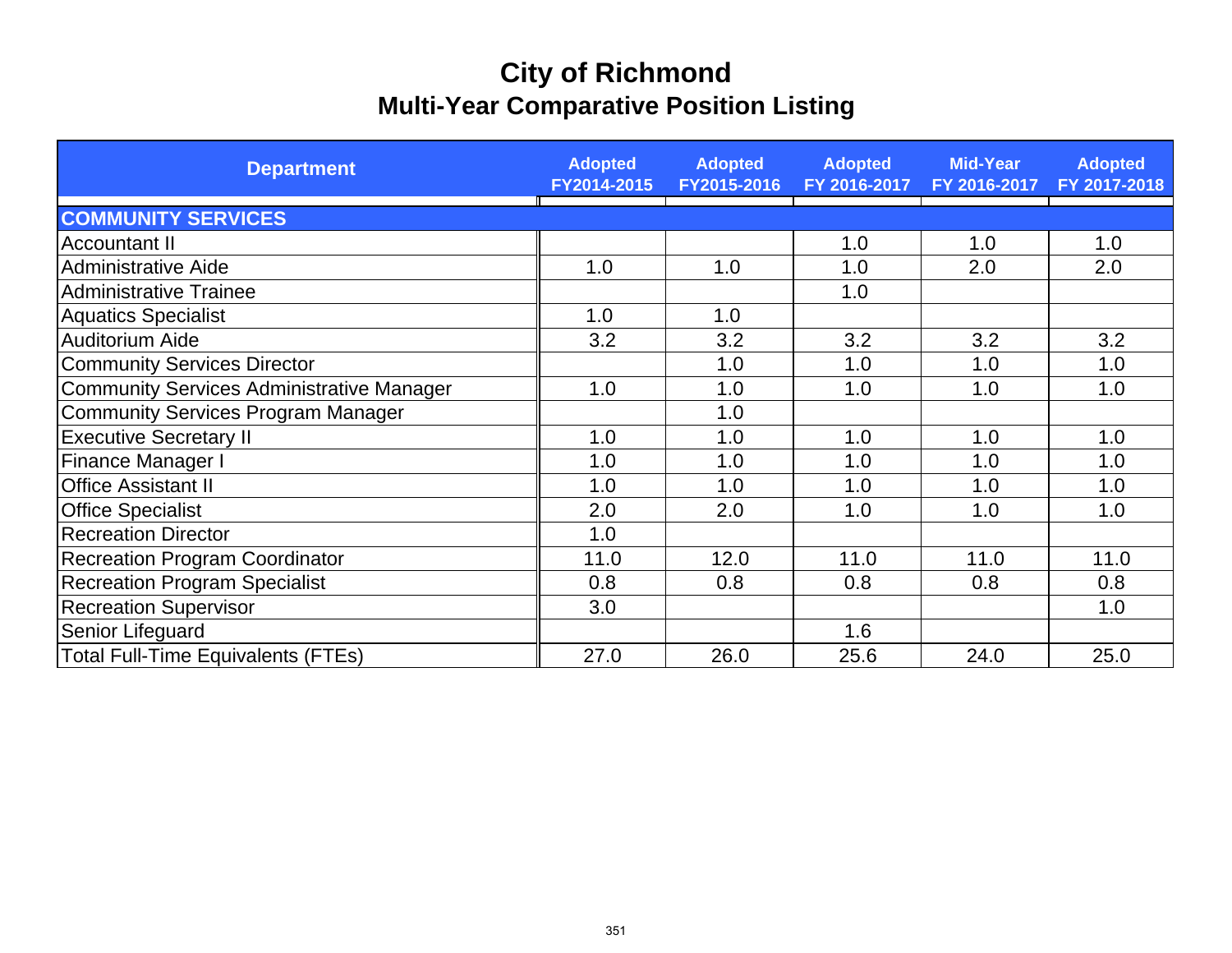# City of Richmond
## Multi-Year Comparative Position Listing

| Department | Adopted FY2014-2015 | Adopted FY2015-2016 | Adopted FY 2016-2017 | Mid-Year FY 2016-2017 | Adopted FY 2017-2018 |
|---|---|---|---|---|---|
| **COMMUNITY SERVICES** | | | | | |
| Accountant II | | | 1.0 | 1.0 | 1.0 |
| Administrative Aide | 1.0 | 1.0 | 1.0 | 2.0 | 2.0 |
| Administrative Trainee | | | 1.0 | | |
| Aquatics Specialist | 1.0 | 1.0 | | | |
| Auditorium Aide | 3.2 | 3.2 | 3.2 | 3.2 | 3.2 |
| Community Services Director | | 1.0 | 1.0 | 1.0 | 1.0 |
| Community Services Administrative Manager | 1.0 | 1.0 | 1.0 | 1.0 | 1.0 |
| Community Services Program Manager | | 1.0 | | | |
| Executive Secretary II | 1.0 | 1.0 | 1.0 | 1.0 | 1.0 |
| Finance Manager I | 1.0 | 1.0 | 1.0 | 1.0 | 1.0 |
| Office Assistant II | 1.0 | 1.0 | 1.0 | 1.0 | 1.0 |
| Office Specialist | 2.0 | 2.0 | 1.0 | 1.0 | 1.0 |
| Recreation Director | 1.0 | | | | |
| Recreation Program Coordinator | 11.0 | 12.0 | 11.0 | 11.0 | 11.0 |
| Recreation Program Specialist | 0.8 | 0.8 | 0.8 | 0.8 | 0.8 |
| Recreation Supervisor | 3.0 | | | | 1.0 |
| Senior Lifeguard | | | 1.6 | | |
| Total Full-Time Equivalents (FTEs) | 27.0 | 26.0 | 25.6 | 24.0 | 25.0 |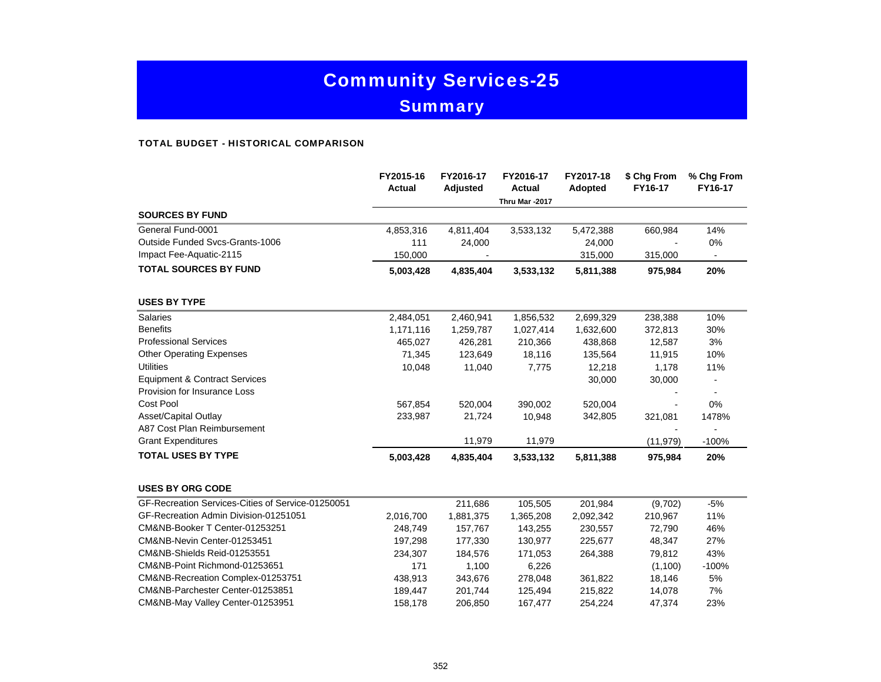# Community Services-25

## Summary

**TOTAL BUDGET - HISTORICAL COMPARISON**

| | FY2015-16 Actual | FY2016-17 Adjusted | FY2016-17 Actual Thru Mar -2017 | FY2017-18 Adopted | $ Chg From FY16-17 | % Chg From FY16-17 |
|---|---|---|---|---|---|---|
| **SOURCES BY FUND** | | | | | | |
| General Fund-0001 | 4,853,316 | 4,811,404 | 3,533,132 | 5,472,388 | 660,984 | 14% |
| Outside Funded Svcs-Grants-1006 | 111 | 24,000 | | 24,000 | - | 0% |
| Impact Fee-Aquatic-2115 | 150,000 | - | | 315,000 | 315,000 | - |
| **TOTAL SOURCES BY FUND** | **5,003,428** | **4,835,404** | **3,533,132** | **5,811,388** | **975,984** | **20%** |
| | | | | | | |
| **USES BY TYPE** | | | | | | |
| Salaries | 2,484,051 | 2,460,941 | 1,856,532 | 2,699,329 | 238,388 | 10% |
| Benefits | 1,171,116 | 1,259,787 | 1,027,414 | 1,632,600 | 372,813 | 30% |
| Professional Services | 465,027 | 426,281 | 210,366 | 438,868 | 12,587 | 3% |
| Other Operating Expenses | 71,345 | 123,649 | 18,116 | 135,564 | 11,915 | 10% |
| Utilities | 10,048 | 11,040 | 7,775 | 12,218 | 1,178 | 11% |
| Equipment & Contract Services | | | | 30,000 | 30,000 | - |
| Provision for Insurance Loss | | | | | - | - |
| Cost Pool | 567,854 | 520,004 | 390,002 | 520,004 | - | 0% |
| Asset/Capital Outlay | 233,987 | 21,724 | 10,948 | 342,805 | 321,081 | 1478% |
| A87 Cost Plan Reimbursement | | | | | - | - |
| Grant Expenditures | | 11,979 | 11,979 | | (11,979) | -100% |
| **TOTAL USES BY TYPE** | **5,003,428** | **4,835,404** | **3,533,132** | **5,811,388** | **975,984** | **20%** |
| | | | | | | |
| **USES BY ORG CODE** | | | | | | |
| GF-Recreation Services-Cities of Service-01250051 | | 211,686 | 105,505 | 201,984 | (9,702) | -5% |
| GF-Recreation Admin Division-01251051 | 2,016,700 | 1,881,375 | 1,365,208 | 2,092,342 | 210,967 | 11% |
| CM&NB-Booker T Center-01253251 | 248,749 | 157,767 | 143,255 | 230,557 | 72,790 | 46% |
| CM&NB-Nevin Center-01253451 | 197,298 | 177,330 | 130,977 | 225,677 | 48,347 | 27% |
| CM&NB-Shields Reid-01253551 | 234,307 | 184,576 | 171,053 | 264,388 | 79,812 | 43% |
| CM&NB-Point Richmond-01253651 | 171 | 1,100 | 6,226 | | (1,100) | -100% |
| CM&NB-Recreation Complex-01253751 | 438,913 | 343,676 | 278,048 | 361,822 | 18,146 | 5% |
| CM&NB-Parchester Center-01253851 | 189,447 | 201,744 | 125,494 | 215,822 | 14,078 | 7% |
| CM&NB-May Valley Center-01253951 | 158,178 | 206,850 | 167,477 | 254,224 | 47,374 | 23% |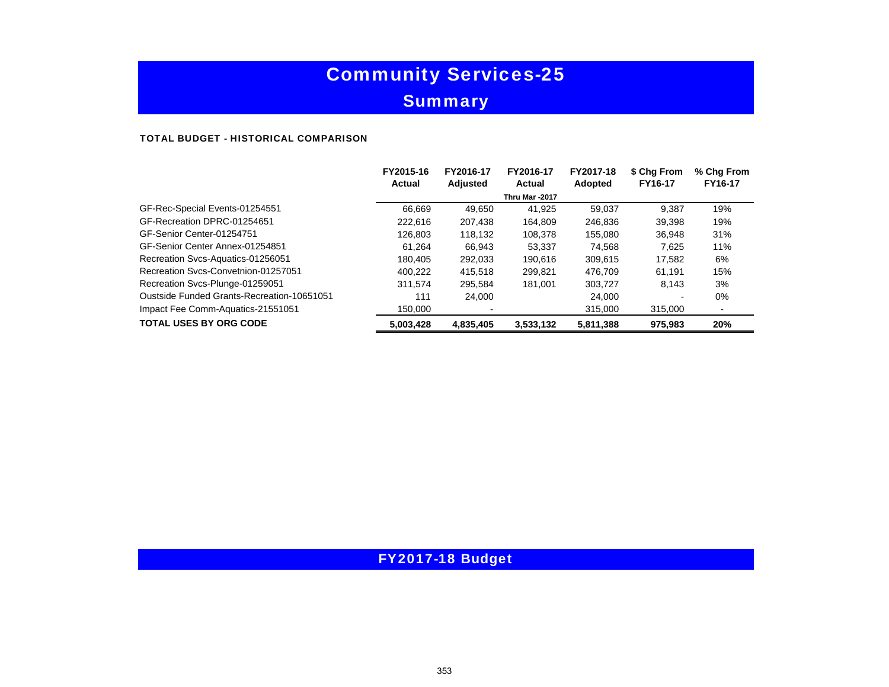# Community Services-25

## Summary

**TOTAL BUDGET - HISTORICAL COMPARISON**

| | FY2015-16 Actual | FY2016-17 Adjusted | FY2016-17 Actual Thru Mar -2017 | FY2017-18 Adopted | $ Chg From FY16-17 | % Chg From FY16-17 |
|---|---|---|---|---|---|---|
| GF-Rec-Special Events-01254551 | 66,669 | 49,650 | 41,925 | 59,037 | 9,387 | 19% |
| GF-Recreation DPRC-01254651 | 222,616 | 207,438 | 164,809 | 246,836 | 39,398 | 19% |
| GF-Senior Center-01254751 | 126,803 | 118,132 | 108,378 | 155,080 | 36,948 | 31% |
| GF-Senior Center Annex-01254851 | 61,264 | 66,943 | 53,337 | 74,568 | 7,625 | 11% |
| Recreation Svcs-Aquatics-01256051 | 180,405 | 292,033 | 190,616 | 309,615 | 17,582 | 6% |
| Recreation Svcs-Convetnion-01257051 | 400,222 | 415,518 | 299,821 | 476,709 | 61,191 | 15% |
| Recreation Svcs-Plunge-01259051 | 311,574 | 295,584 | 181,001 | 303,727 | 8,143 | 3% |
| Oustside Funded Grants-Recreation-10651051 | 111 | 24,000 | | 24,000 | - | 0% |
| Impact Fee Comm-Aquatics-21551051 | 150,000 | - | | 315,000 | 315,000 | - |
| **TOTAL USES BY ORG CODE** | **5,003,428** | **4,835,405** | **3,533,132** | **5,811,388** | **975,983** | **20%** |

## FY2017-18 Budget